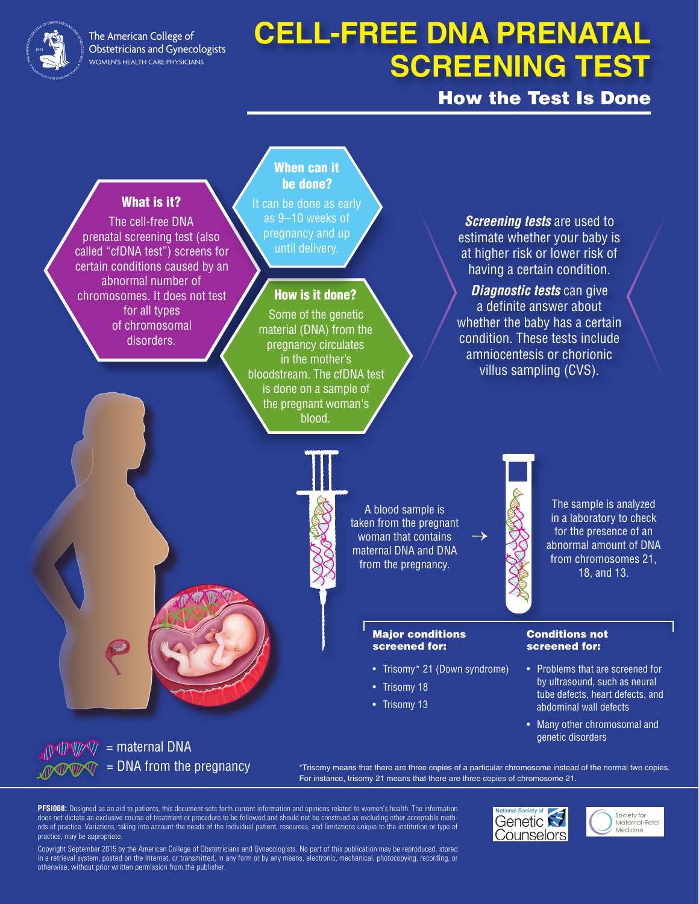The American College of Obstetricians and Gynecologists
WOMEN'S HEALTH CARE PHYSICIANS

# CELL-FREE DNA PRENATAL SCREENING TEST

## How the Test Is Done

### What is it?

The cell-free DNA prenatal screening test (also called "cfDNA test") screens for certain conditions caused by an abnormal number of chromosomes. It does not test for all types of chromosomal disorders.

### When can it be done?

It can be done as early as 9–10 weeks of pregnancy and up until delivery.

### How is it done?

Some of the genetic material (DNA) from the pregnancy circulates in the mother's bloodstream. The cfDNA test is done on a sample of the pregnant woman's blood.

***Screening tests*** are used to estimate whether your baby is at higher risk or lower risk of having a certain condition.

***Diagnostic tests*** can give a definite answer about whether the baby has a certain condition. These tests include amniocentesis or chorionic villus sampling (CVS).

A blood sample is taken from the pregnant woman that contains maternal DNA and DNA from the pregnancy. →

The sample is analyzed in a laboratory to check for the presence of an abnormal amount of DNA from chromosomes 21, 18, and 13.

**Major conditions screened for:**

- Trisomy* 21 (Down syndrome)
- Trisomy 18
- Trisomy 13

**Conditions not screened for:**

- Problems that are screened for by ultrasound, such as neural tube defects, heart defects, and abdominal wall defects
- Many other chromosomal and genetic disorders

= maternal DNA

= DNA from the pregnancy

*Trisomy means that there are three copies of a particular chromosome instead of the normal two copies. For instance, trisomy 21 means that there are three copies of chromosome 21.

**PFSI008:** Designed as an aid to patients, this document sets forth current information and opinions related to women's health. The information does not dictate an exclusive course of treatment or procedure to be followed and should not be construed as excluding other acceptable methods of practice. Variations, taking into account the needs of the individual patient, resources, and limitations unique to the institution or type of practice, may be appropriate.

Copyright September 2015 by the American College of Obstetricians and Gynecologists. No part of this publication may be reproduced, stored in a retrieval system, posted on the Internet, or transmitted, in any form or by any means, electronic, mechanical, photocopying, recording, or otherwise, without prior written permission from the publisher.

National Society of Genetic Counselors

Society for Maternal-Fetal Medicine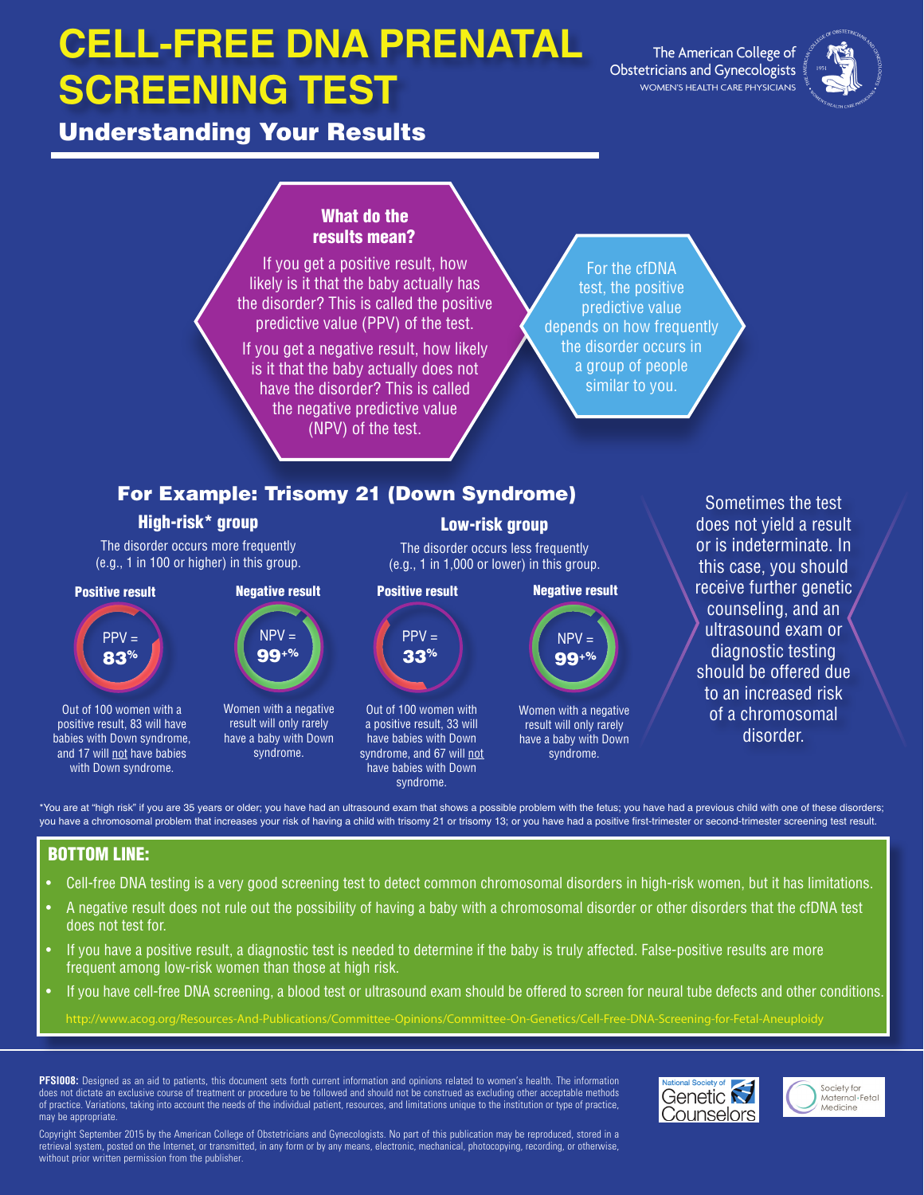# CELL-FREE DNA PRENATAL SCREENING TEST

## Understanding Your Results

The American College of Obstetricians and Gynecologists
WOMEN'S HEALTH CARE PHYSICIANS

### What do the results mean?

If you get a positive result, how likely is it that the baby actually has the disorder? This is called the positive predictive value (PPV) of the test.

If you get a negative result, how likely is it that the baby actually does not have the disorder? This is called the negative predictive value (NPV) of the test.

For the cfDNA test, the positive predictive value depends on how frequently the disorder occurs in a group of people similar to you.

## For Example: Trisomy 21 (Down Syndrome)

### High-risk* group

The disorder occurs more frequently (e.g., 1 in 100 or higher) in this group.

**Positive result**

PPV = 83%

Out of 100 women with a positive result, 83 will have babies with Down syndrome, and 17 will not have babies with Down syndrome.

**Negative result**

NPV = 99+%

Women with a negative result will only rarely have a baby with Down syndrome.

### Low-risk group

The disorder occurs less frequently (e.g., 1 in 1,000 or lower) in this group.

**Positive result**

PPV = 33%

Out of 100 women with a positive result, 33 will have babies with Down syndrome, and 67 will not have babies with Down syndrome.

**Negative result**

NPV = 99+%

Women with a negative result will only rarely have a baby with Down syndrome.

Sometimes the test does not yield a result or is indeterminate. In this case, you should receive further genetic counseling, and an ultrasound exam or diagnostic testing should be offered due to an increased risk of a chromosomal disorder.

*You are at "high risk" if you are 35 years or older; you have had an ultrasound exam that shows a possible problem with the fetus; you have had a previous child with one of these disorders; you have a chromosomal problem that increases your risk of having a child with trisomy 21 or trisomy 13; or you have had a positive first-trimester or second-trimester screening test result.

## BOTTOM LINE:

- Cell-free DNA testing is a very good screening test to detect common chromosomal disorders in high-risk women, but it has limitations.
- A negative result does not rule out the possibility of having a baby with a chromosomal disorder or other disorders that the cfDNA test does not test for.
- If you have a positive result, a diagnostic test is needed to determine if the baby is truly affected. False-positive results are more frequent among low-risk women than those at high risk.
- If you have cell-free DNA screening, a blood test or ultrasound exam should be offered to screen for neural tube defects and other conditions.

http://www.acog.org/Resources-And-Publications/Committee-Opinions/Committee-On-Genetics/Cell-Free-DNA-Screening-for-Fetal-Aneuploidy

**PFSI008:** Designed as an aid to patients, this document sets forth current information and opinions related to women's health. The information does not dictate an exclusive course of treatment or procedure to be followed and should not be construed as excluding other acceptable methods of practice. Variations, taking into account the needs of the individual patient, resources, and limitations unique to the institution or type of practice, may be appropriate.

Copyright September 2015 by the American College of Obstetricians and Gynecologists. No part of this publication may be reproduced, stored in a retrieval system, posted on the Internet, or transmitted, in any form or by any means, electronic, mechanical, photocopying, recording, or otherwise, without prior written permission from the publisher.

National Society of Genetic Counselors

Society for Maternal-Fetal Medicine